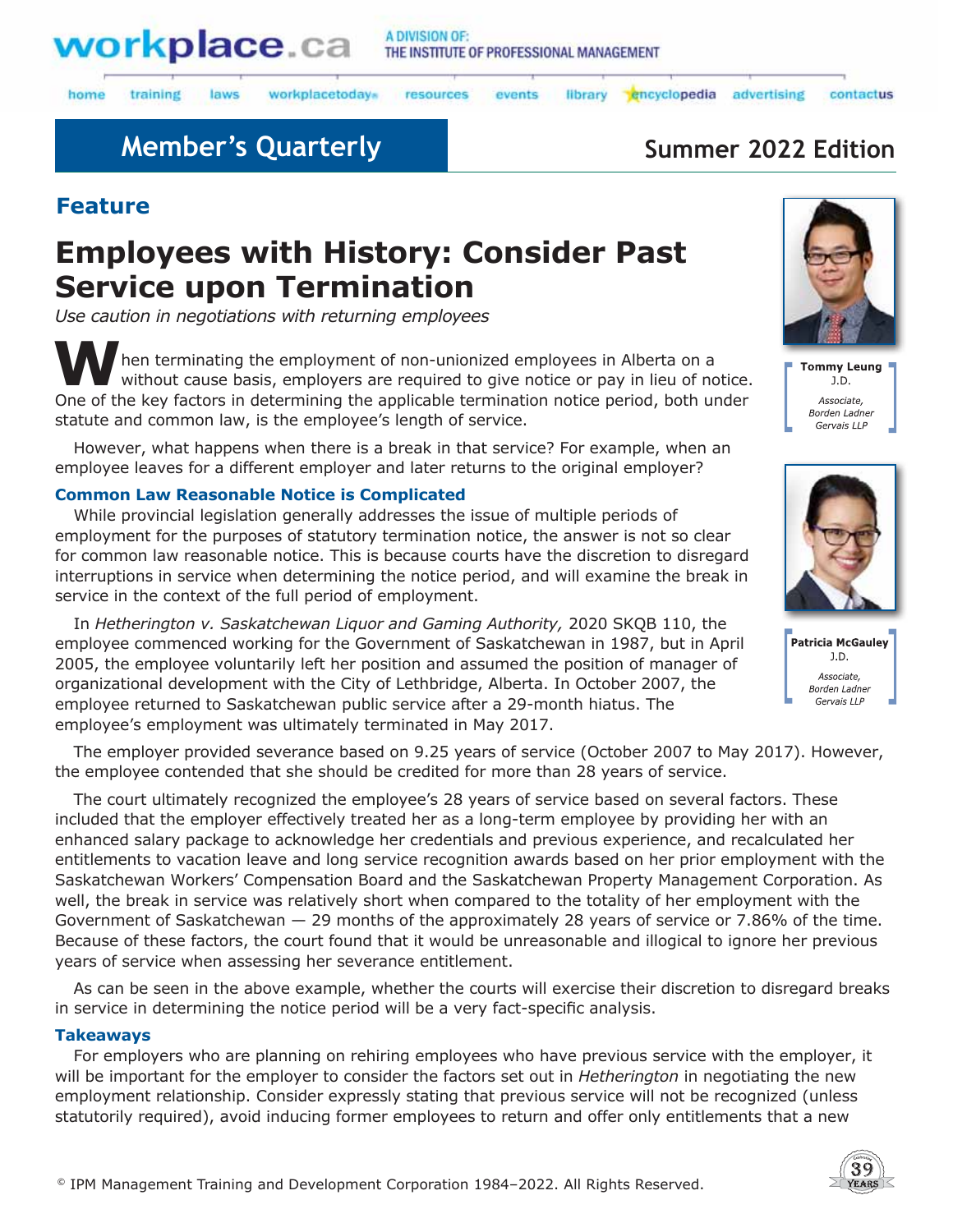# Member's Quarterly

**Summer 2022 Edition**

## Feature

# Employees with History: Consider Past Service upon Termination

*Use caution in negotiations with returning employees*

**Tommy Leung**
J.D.
*Associate, Borden Ladner Gervais LLP*

**Patricia McGauley**
J.D.
*Associate, Borden Ladner Gervais LLP*

When terminating the employment of non-unionized employees in Alberta on a without cause basis, employers are required to give notice or pay in lieu of notice. One of the key factors in determining the applicable termination notice period, both under statute and common law, is the employee's length of service.

However, what happens when there is a break in that service? For example, when an employee leaves for a different employer and later returns to the original employer?

### Common Law Reasonable Notice is Complicated

While provincial legislation generally addresses the issue of multiple periods of employment for the purposes of statutory termination notice, the answer is not so clear for common law reasonable notice. This is because courts have the discretion to disregard interruptions in service when determining the notice period, and will examine the break in service in the context of the full period of employment.

In *Hetherington v. Saskatchewan Liquor and Gaming Authority,* 2020 SKQB 110, the employee commenced working for the Government of Saskatchewan in 1987, but in April 2005, the employee voluntarily left her position and assumed the position of manager of organizational development with the City of Lethbridge, Alberta. In October 2007, the employee returned to Saskatchewan public service after a 29-month hiatus. The employee's employment was ultimately terminated in May 2017.

The employer provided severance based on 9.25 years of service (October 2007 to May 2017). However, the employee contended that she should be credited for more than 28 years of service.

The court ultimately recognized the employee's 28 years of service based on several factors. These included that the employer effectively treated her as a long-term employee by providing her with an enhanced salary package to acknowledge her credentials and previous experience, and recalculated her entitlements to vacation leave and long service recognition awards based on her prior employment with the Saskatchewan Workers' Compensation Board and the Saskatchewan Property Management Corporation. As well, the break in service was relatively short when compared to the totality of her employment with the Government of Saskatchewan — 29 months of the approximately 28 years of service or 7.86% of the time. Because of these factors, the court found that it would be unreasonable and illogical to ignore her previous years of service when assessing her severance entitlement.

As can be seen in the above example, whether the courts will exercise their discretion to disregard breaks in service in determining the notice period will be a very fact-specific analysis.

### Takeaways

For employers who are planning on rehiring employees who have previous service with the employer, it will be important for the employer to consider the factors set out in *Hetherington* in negotiating the new employment relationship. Consider expressly stating that previous service will not be recognized (unless statutorily required), avoid inducing former employees to return and offer only entitlements that a new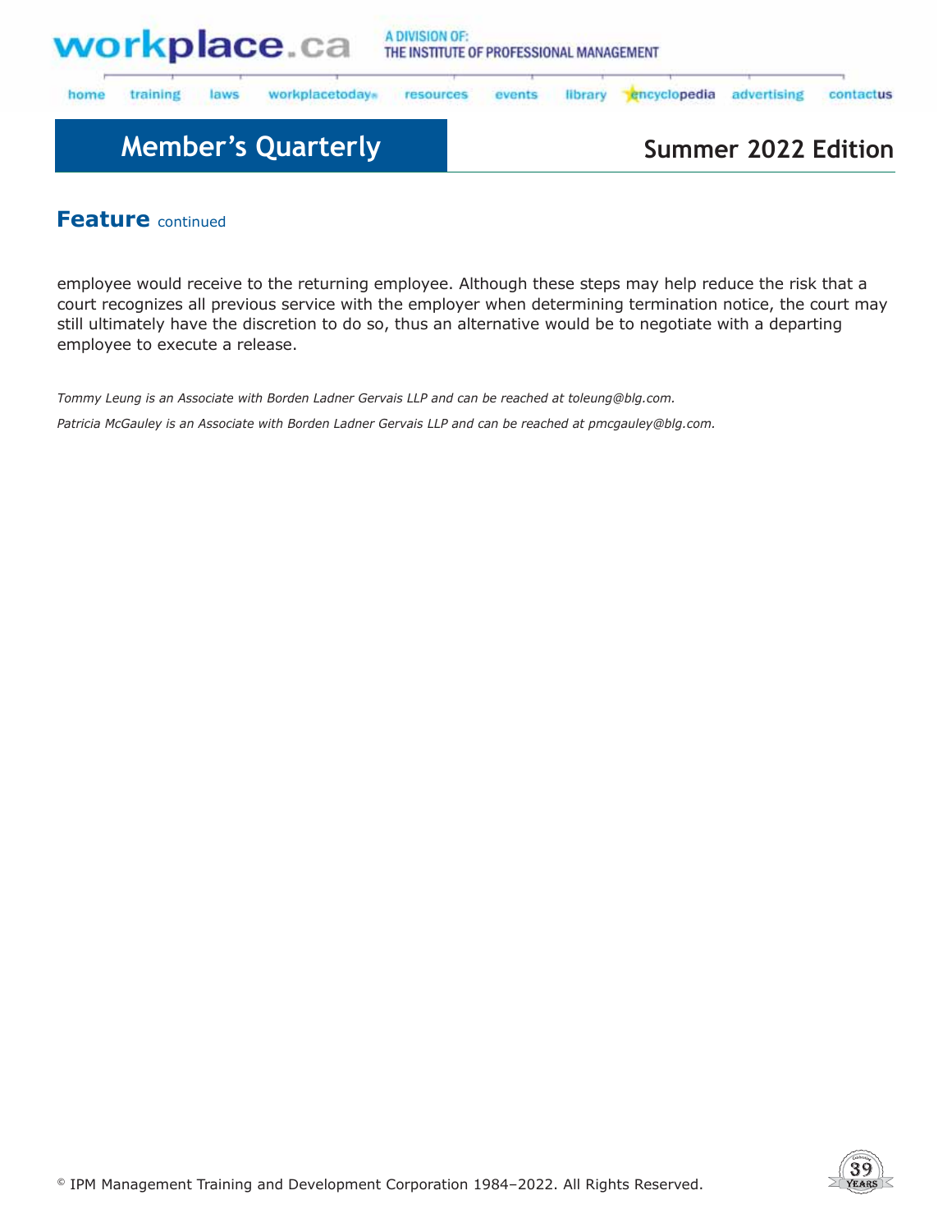## Feature continued

employee would receive to the returning employee. Although these steps may help reduce the risk that a court recognizes all previous service with the employer when determining termination notice, the court may still ultimately have the discretion to do so, thus an alternative would be to negotiate with a departing employee to execute a release.

*Tommy Leung is an Associate with Borden Ladner Gervais LLP and can be reached at toleung@blg.com.*

*Patricia McGauley is an Associate with Borden Ladner Gervais LLP and can be reached at pmcgauley@blg.com.*